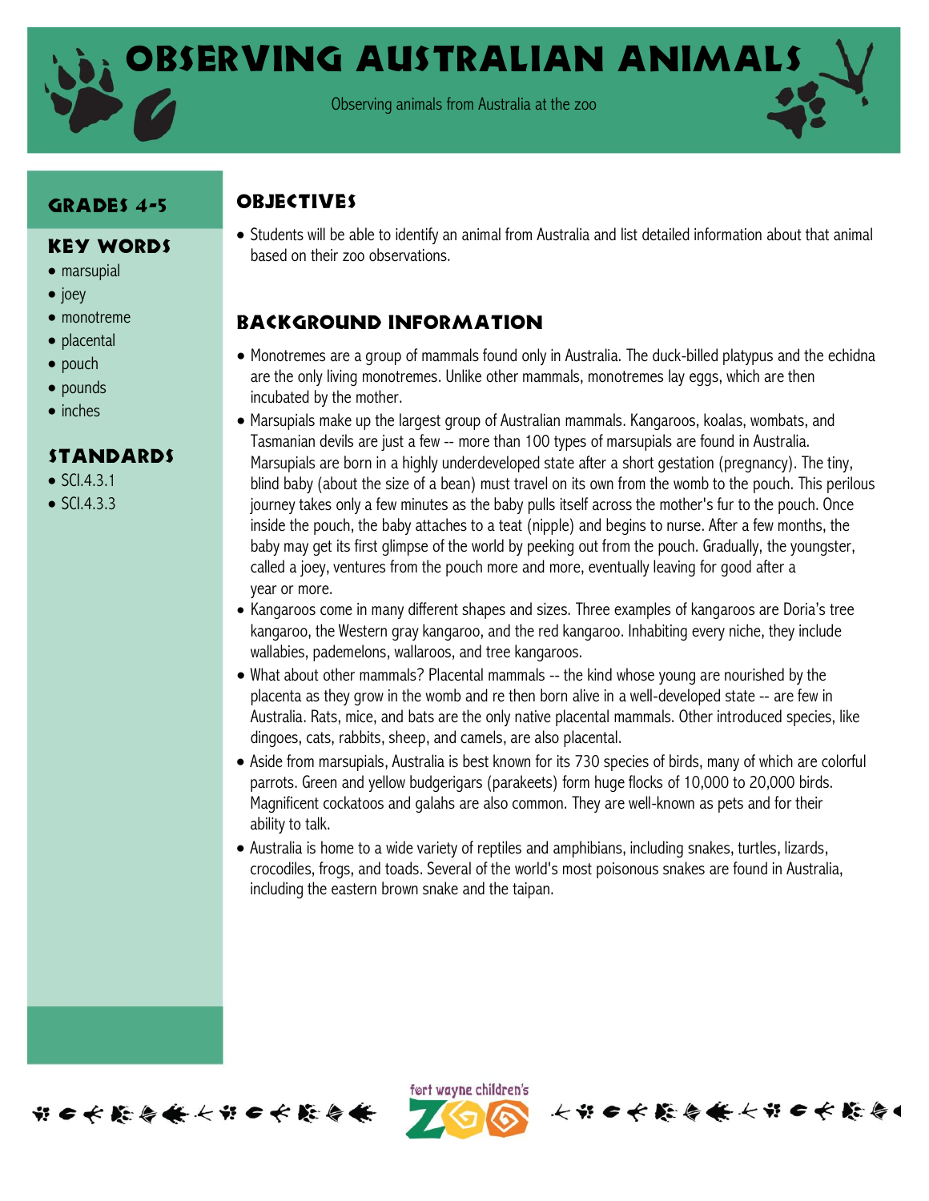# Observing Australian Animals

Observing animals from Australia at the zoo

## Grades 4-5

## Key Words

- marsupial
- joey
- monotreme
- placental
- pouch
- pounds
- inches

## Standards

- SCI.4.3.1
- SCI.4.3.3

## Objectives

- Students will be able to identify an animal from Australia and list detailed information about that animal based on their zoo observations.

## Background Information

- Monotremes are a group of mammals found only in Australia. The duck-billed platypus and the echidna are the only living monotremes. Unlike other mammals, monotremes lay eggs, which are then incubated by the mother.
- Marsupials make up the largest group of Australian mammals. Kangaroos, koalas, wombats, and Tasmanian devils are just a few -- more than 100 types of marsupials are found in Australia. Marsupials are born in a highly underdeveloped state after a short gestation (pregnancy). The tiny, blind baby (about the size of a bean) must travel on its own from the womb to the pouch. This perilous journey takes only a few minutes as the baby pulls itself across the mother's fur to the pouch. Once inside the pouch, the baby attaches to a teat (nipple) and begins to nurse. After a few months, the baby may get its first glimpse of the world by peeking out from the pouch. Gradually, the youngster, called a joey, ventures from the pouch more and more, eventually leaving for good after a year or more.
- Kangaroos come in many different shapes and sizes. Three examples of kangaroos are Doria's tree kangaroo, the Western gray kangaroo, and the red kangaroo. Inhabiting every niche, they include wallabies, pademelons, wallaroos, and tree kangaroos.
- What about other mammals? Placental mammals -- the kind whose young are nourished by the placenta as they grow in the womb and re then born alive in a well-developed state -- are few in Australia. Rats, mice, and bats are the only native placental mammals. Other introduced species, like dingoes, cats, rabbits, sheep, and camels, are also placental.
- Aside from marsupials, Australia is best known for its 730 species of birds, many of which are colorful parrots. Green and yellow budgerigars (parakeets) form huge flocks of 10,000 to 20,000 birds. Magnificent cockatoos and galahs are also common. They are well-known as pets and for their ability to talk.
- Australia is home to a wide variety of reptiles and amphibians, including snakes, turtles, lizards, crocodiles, frogs, and toads. Several of the world's most poisonous snakes are found in Australia, including the eastern brown snake and the taipan.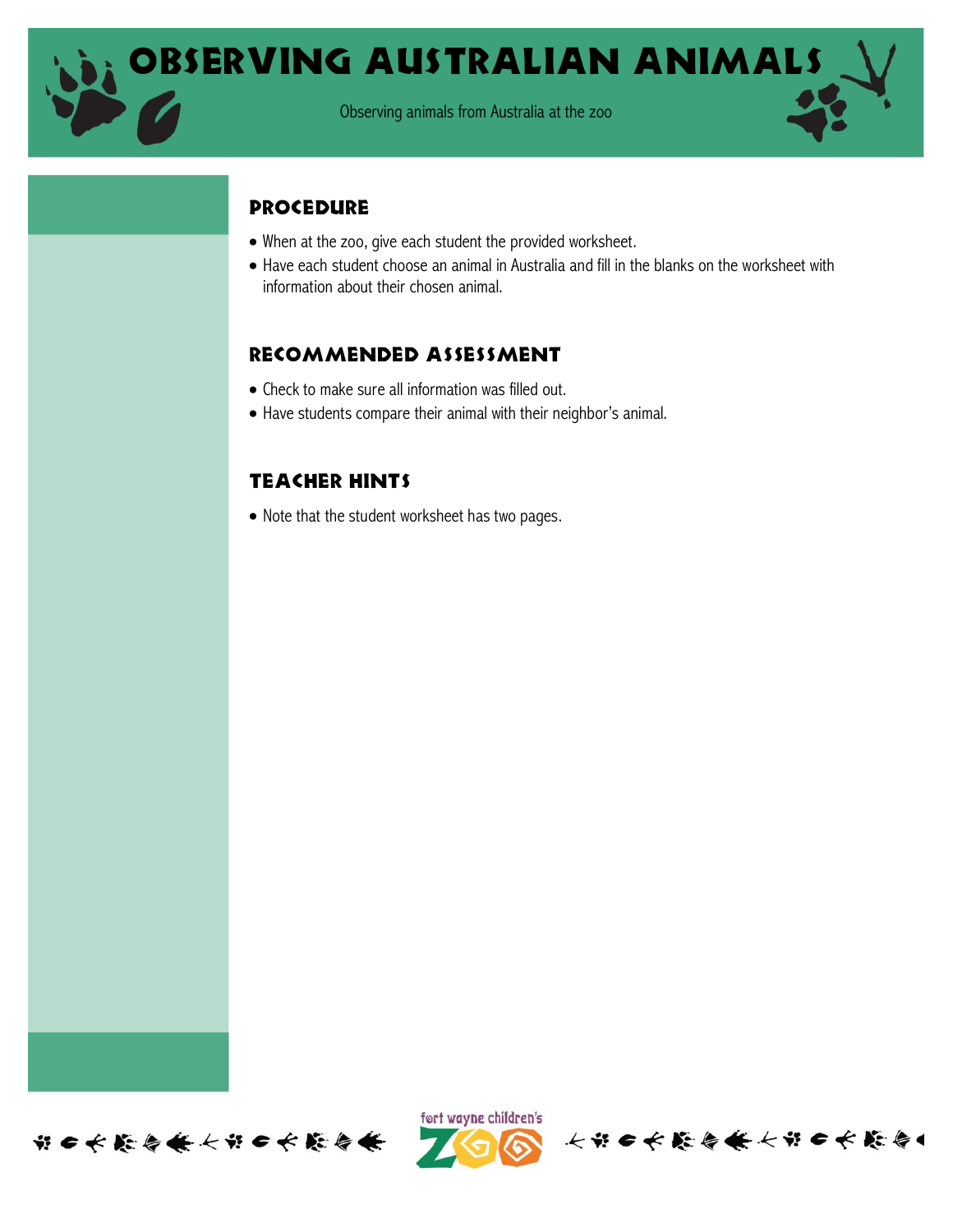# Observing Australian Animals

Observing animals from Australia at the zoo

## Procedure

- When at the zoo, give each student the provided worksheet.
- Have each student choose an animal in Australia and fill in the blanks on the worksheet with information about their chosen animal.

## Recommended Assessment

- Check to make sure all information was filled out.
- Have students compare their animal with their neighbor's animal.

## Teacher Hints

- Note that the student worksheet has two pages.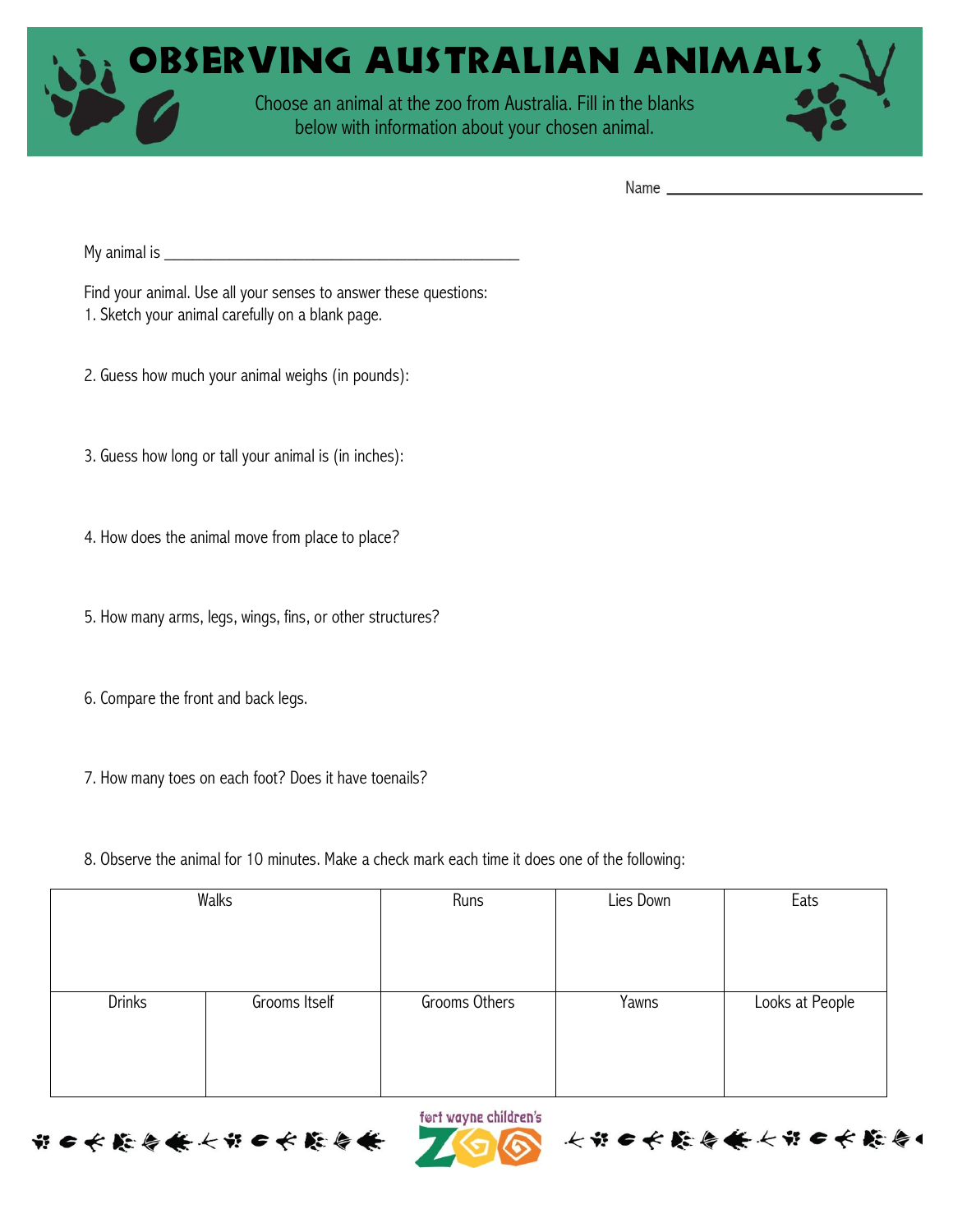# OBSERVING AUSTRALIAN ANIMALS

Choose an animal at the zoo from Australia. Fill in the blanks below with information about your chosen animal.

Name ______________________________

My animal is ___________________________________________

Find your animal. Use all your senses to answer these questions:

1. Sketch your animal carefully on a blank page.

2. Guess how much your animal weighs (in pounds):

3. Guess how long or tall your animal is (in inches):

4. How does the animal move from place to place?

5. How many arms, legs, wings, fins, or other structures?

6. Compare the front and back legs.

7. How many toes on each foot? Does it have toenails?

8. Observe the animal for 10 minutes. Make a check mark each time it does one of the following:

| Walks | | Runs | Lies Down | Eats |
|---|---|---|---|---|
| | | | | |
| Drinks | Grooms Itself | Grooms Others | Yawns | Looks at People |
| | | | | |

fort wayne children's ZOO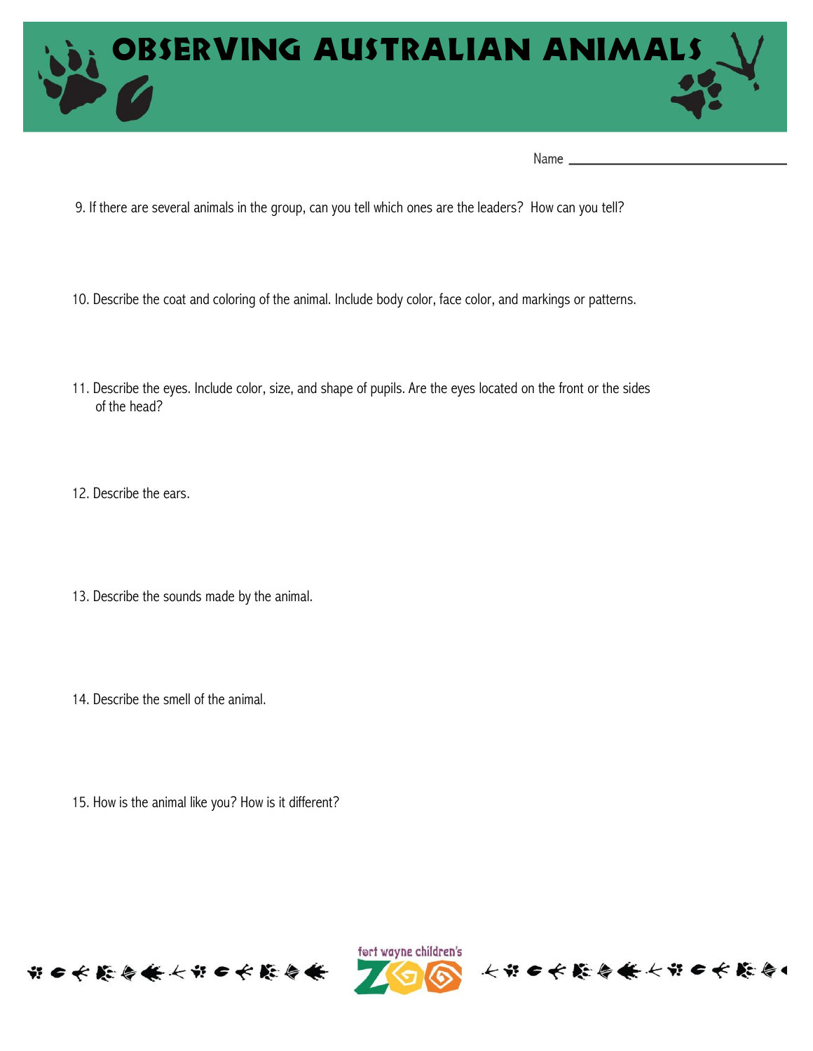# Observing Australian Animals

Name ______________________________

9. If there are several animals in the group, can you tell which ones are the leaders? How can you tell?

10. Describe the coat and coloring of the animal. Include body color, face color, and markings or patterns.

11. Describe the eyes. Include color, size, and shape of pupils. Are the eyes located on the front or the sides of the head?

12. Describe the ears.

13. Describe the sounds made by the animal.

14. Describe the smell of the animal.

15. How is the animal like you? How is it different?

fort wayne children's ZOO